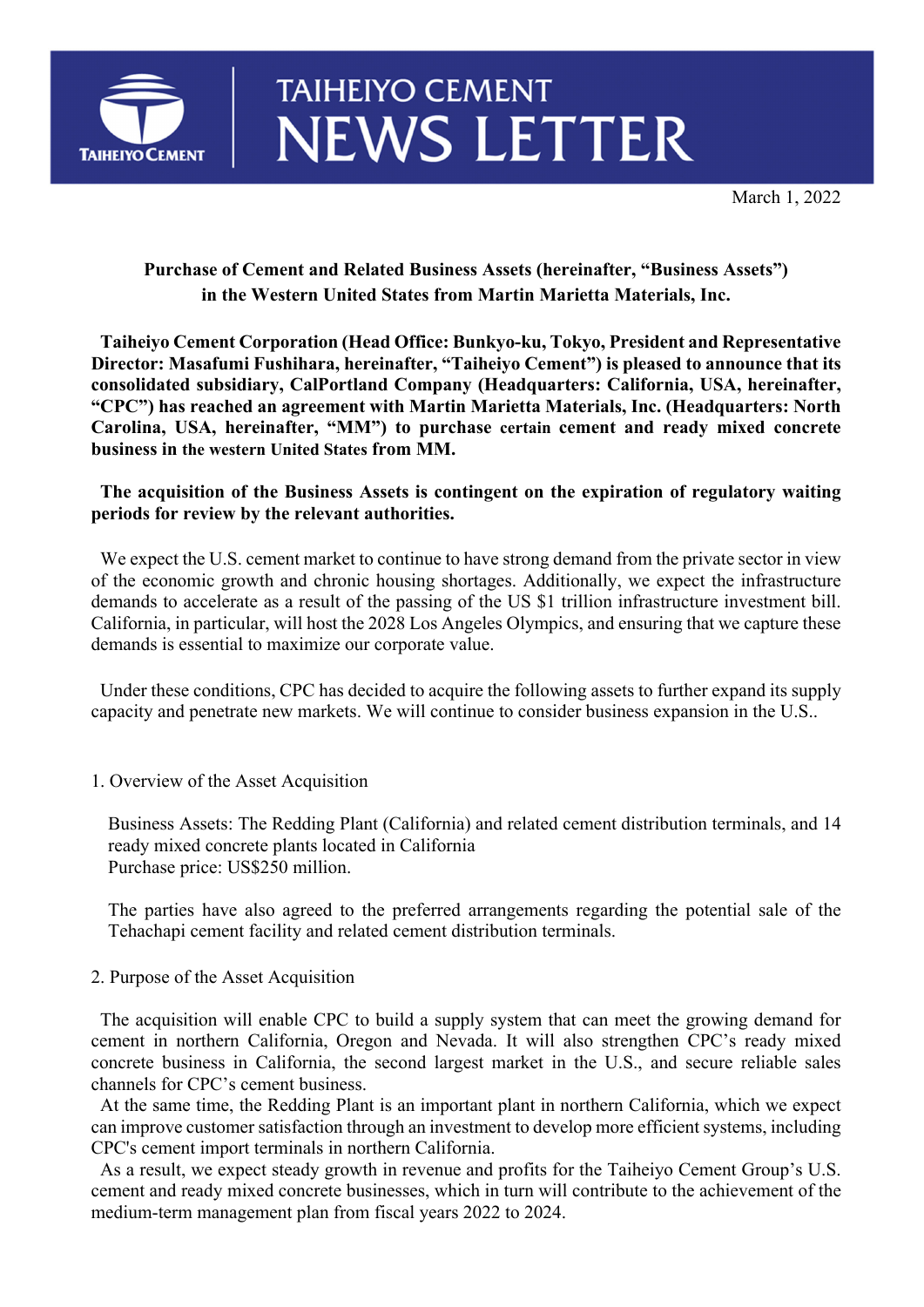# TAIHEIYO CEMENT NEWS LETTER

March 1, 2022

**Purchase of Cement and Related Business Assets (hereinafter, "Business Assets") in the Western United States from Martin Marietta Materials, Inc.**

**Taiheiyo Cement Corporation (Head Office: Bunkyo-ku, Tokyo, President and Representative Director: Masafumi Fushihara, hereinafter, "Taiheiyo Cement") is pleased to announce that its consolidated subsidiary, CalPortland Company (Headquarters: California, USA, hereinafter, "CPC") has reached an agreement with Martin Marietta Materials, Inc. (Headquarters: North Carolina, USA, hereinafter, "MM") to purchase certain cement and ready mixed concrete business in the western United States from MM.**

**The acquisition of the Business Assets is contingent on the expiration of regulatory waiting periods for review by the relevant authorities.**

We expect the U.S. cement market to continue to have strong demand from the private sector in view of the economic growth and chronic housing shortages. Additionally, we expect the infrastructure demands to accelerate as a result of the passing of the US $1 trillion infrastructure investment bill. California, in particular, will host the 2028 Los Angeles Olympics, and ensuring that we capture these demands is essential to maximize our corporate value.

Under these conditions, CPC has decided to acquire the following assets to further expand its supply capacity and penetrate new markets. We will continue to consider business expansion in the U.S..

1. Overview of the Asset Acquisition

Business Assets: The Redding Plant (California) and related cement distribution terminals, and 14 ready mixed concrete plants located in California
Purchase price: US$250 million.

The parties have also agreed to the preferred arrangements regarding the potential sale of the Tehachapi cement facility and related cement distribution terminals.

2. Purpose of the Asset Acquisition

The acquisition will enable CPC to build a supply system that can meet the growing demand for cement in northern California, Oregon and Nevada. It will also strengthen CPC's ready mixed concrete business in California, the second largest market in the U.S., and secure reliable sales channels for CPC's cement business.

At the same time, the Redding Plant is an important plant in northern California, which we expect can improve customer satisfaction through an investment to develop more efficient systems, including CPC's cement import terminals in northern California.

As a result, we expect steady growth in revenue and profits for the Taiheiyo Cement Group's U.S. cement and ready mixed concrete businesses, which in turn will contribute to the achievement of the medium-term management plan from fiscal years 2022 to 2024.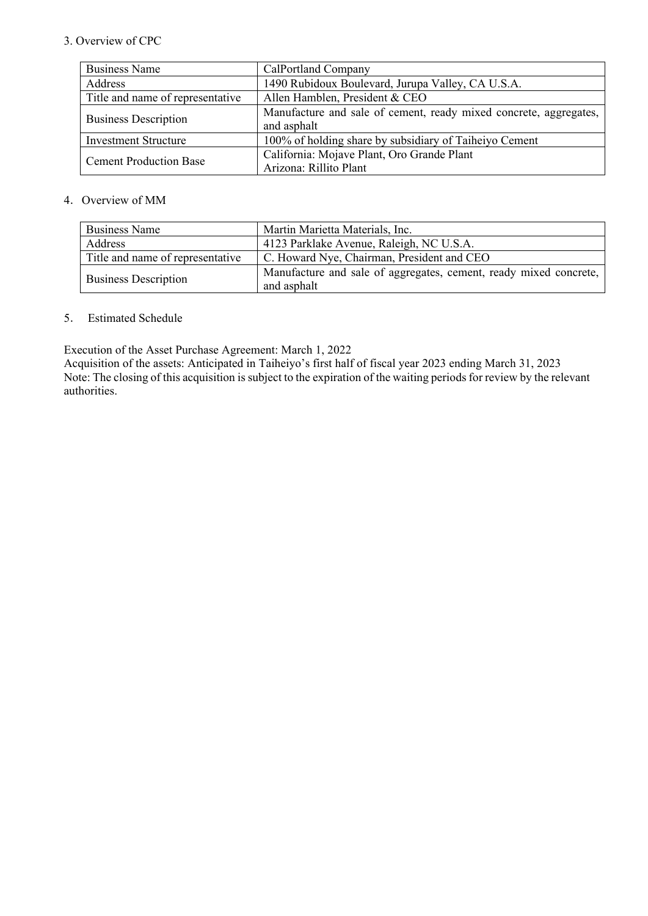3. Overview of CPC

| Business Name | CalPortland Company |
|---|---|
| Address | 1490 Rubidoux Boulevard, Jurupa Valley, CA U.S.A. |
| Title and name of representative | Allen Hamblen, President & CEO |
| Business Description | Manufacture and sale of cement, ready mixed concrete, aggregates, and asphalt |
| Investment Structure | 100% of holding share by subsidiary of Taiheiyo Cement |
| Cement Production Base | California: Mojave Plant, Oro Grande Plant<br>Arizona: Rillito Plant |

4. Overview of MM

| Business Name | Martin Marietta Materials, Inc. |
|---|---|
| Address | 4123 Parklake Avenue, Raleigh, NC U.S.A. |
| Title and name of representative | C. Howard Nye, Chairman, President and CEO |
| Business Description | Manufacture and sale of aggregates, cement, ready mixed concrete, and asphalt |

5. Estimated Schedule

Execution of the Asset Purchase Agreement: March 1, 2022
Acquisition of the assets: Anticipated in Taiheiyo's first half of fiscal year 2023 ending March 31, 2023
Note: The closing of this acquisition is subject to the expiration of the waiting periods for review by the relevant authorities.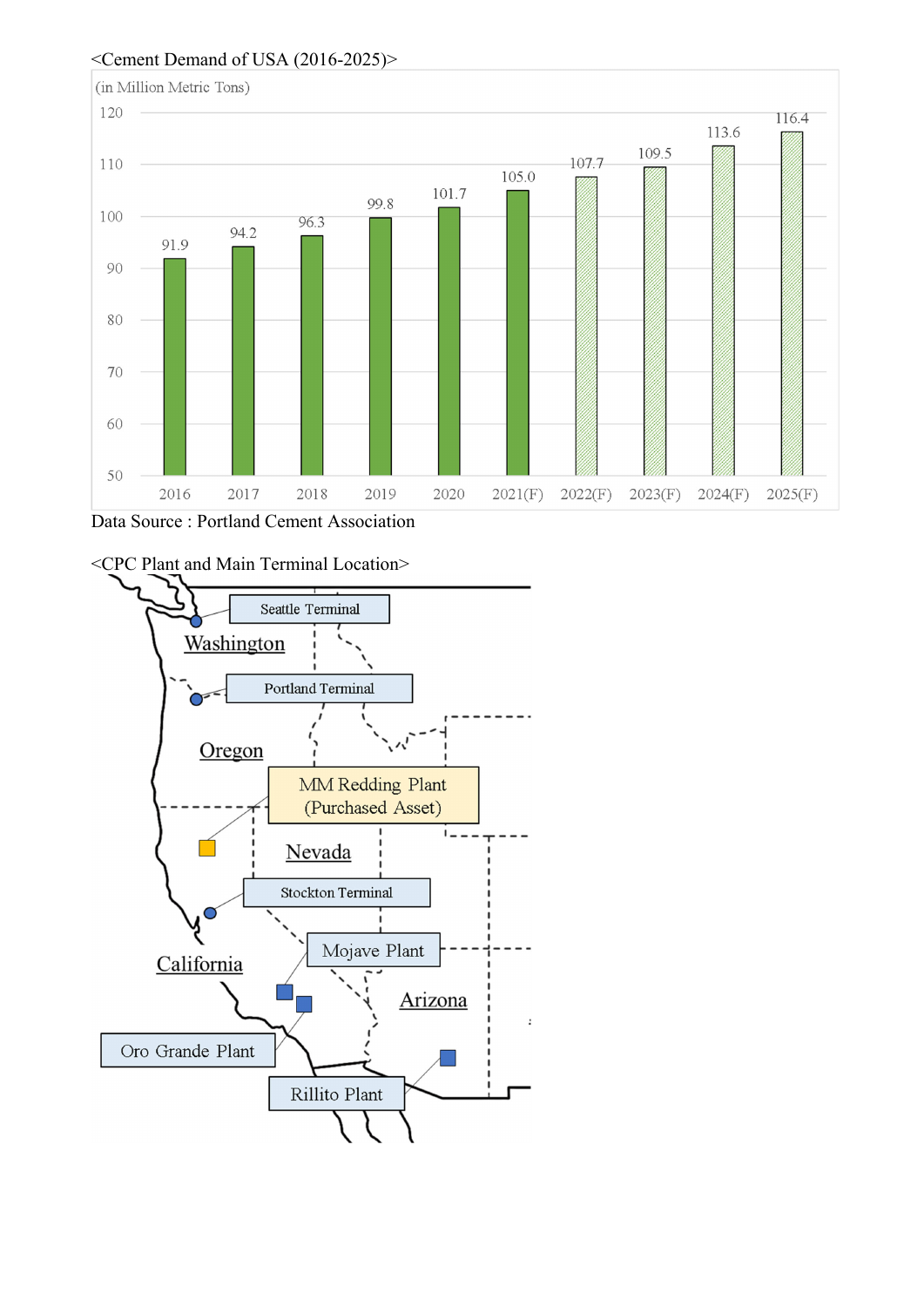<Cement Demand of USA (2016-2025)>

(in Million Metric Tons)

120
110
100
90
80
70
60
50

91.9
94.2
96.3
99.8
101.7
105.0
107.7
109.5
113.6
116.4

2016
2017
2018
2019
2020
2021(F)
2022(F)
2023(F)
2024(F)
2025(F)

Data Source : Portland Cement Association

<CPC Plant and Main Terminal Location>

Seattle Terminal
Washington
Portland Terminal
Oregon
MM Redding Plant (Purchased Asset)
Nevada
Stockton Terminal
Mojave Plant
California
Arizona
Oro Grande Plant
Rillito Plant